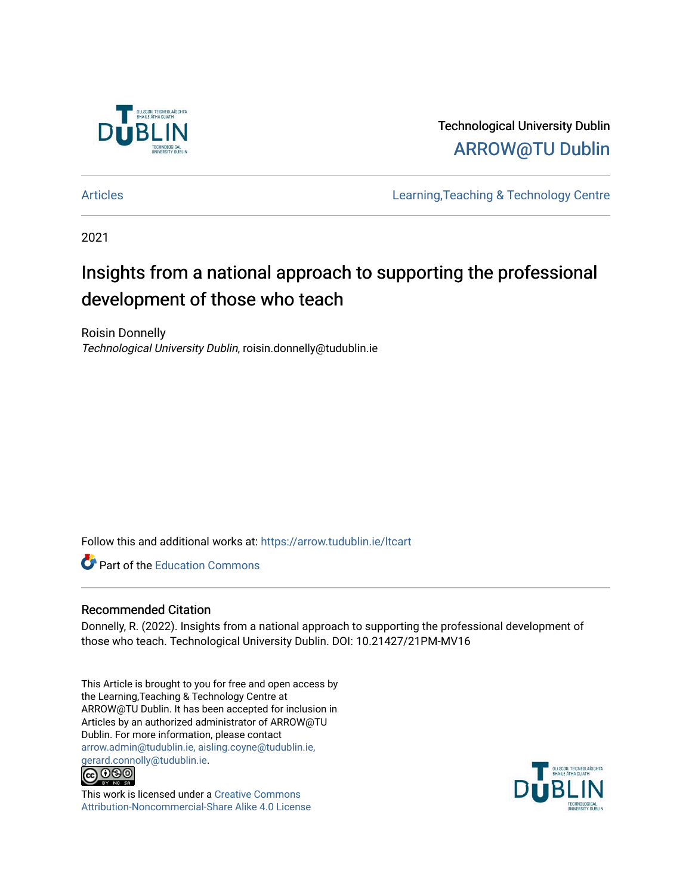Technological University Dublin

ARROW@TU Dublin

Articles | Learning,Teaching & Technology Centre

2021

# Insights from a national approach to supporting the professional development of those who teach

Roisin Donnelly
*Technological University Dublin*, roisin.donnelly@tudublin.ie

Follow this and additional works at: https://arrow.tudublin.ie/ltcart

Part of the Education Commons

## Recommended Citation

Donnelly, R. (2022). Insights from a national approach to supporting the professional development of those who teach. Technological University Dublin. DOI: 10.21427/21PM-MV16

This Article is brought to you for free and open access by the Learning,Teaching & Technology Centre at ARROW@TU Dublin. It has been accepted for inclusion in Articles by an authorized administrator of ARROW@TU Dublin. For more information, please contact arrow.admin@tudublin.ie, aisling.coyne@tudublin.ie, gerard.connolly@tudublin.ie.

This work is licensed under a Creative Commons Attribution-Noncommercial-Share Alike 4.0 License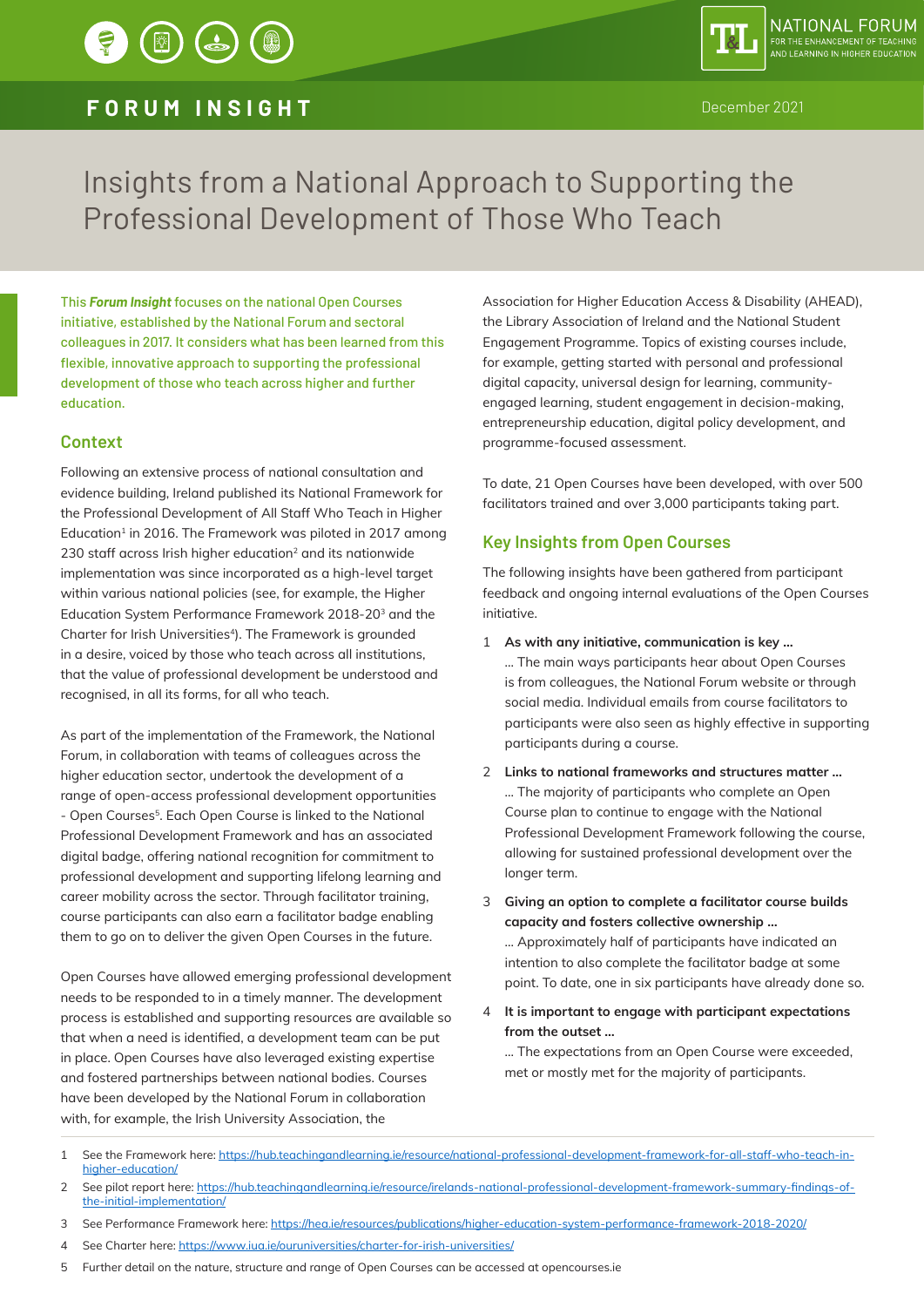# FORUM INSIGHT

December 2021

# Insights from a National Approach to Supporting the Professional Development of Those Who Teach

This ***Forum Insight*** focuses on the national Open Courses initiative, established by the National Forum and sectoral colleagues in 2017. It considers what has been learned from this flexible, innovative approach to supporting the professional development of those who teach across higher and further education.

## Context

Following an extensive process of national consultation and evidence building, Ireland published its National Framework for the Professional Development of All Staff Who Teach in Higher Education[1] in 2016. The Framework was piloted in 2017 among 230 staff across Irish higher education[2] and its nationwide implementation was since incorporated as a high-level target within various national policies (see, for example, the Higher Education System Performance Framework 2018-20[3] and the Charter for Irish Universities[4]). The Framework is grounded in a desire, voiced by those who teach across all institutions, that the value of professional development be understood and recognised, in all its forms, for all who teach.

As part of the implementation of the Framework, the National Forum, in collaboration with teams of colleagues across the higher education sector, undertook the development of a range of open-access professional development opportunities - Open Courses[5]. Each Open Course is linked to the National Professional Development Framework and has an associated digital badge, offering national recognition for commitment to professional development and supporting lifelong learning and career mobility across the sector. Through facilitator training, course participants can also earn a facilitator badge enabling them to go on to deliver the given Open Courses in the future.

Open Courses have allowed emerging professional development needs to be responded to in a timely manner. The development process is established and supporting resources are available so that when a need is identified, a development team can be put in place. Open Courses have also leveraged existing expertise and fostered partnerships between national bodies. Courses have been developed by the National Forum in collaboration with, for example, the Irish University Association, the Association for Higher Education Access & Disability (AHEAD), the Library Association of Ireland and the National Student Engagement Programme. Topics of existing courses include, for example, getting started with personal and professional digital capacity, universal design for learning, community-engaged learning, student engagement in decision-making, entrepreneurship education, digital policy development, and programme-focused assessment.

To date, 21 Open Courses have been developed, with over 500 facilitators trained and over 3,000 participants taking part.

## Key Insights from Open Courses

The following insights have been gathered from participant feedback and ongoing internal evaluations of the Open Courses initiative.

1. **As with any initiative, communication is key ...**
   ... The main ways participants hear about Open Courses is from colleagues, the National Forum website or through social media. Individual emails from course facilitators to participants were also seen as highly effective in supporting participants during a course.
2. **Links to national frameworks and structures matter ...**
   ... The majority of participants who complete an Open Course plan to continue to engage with the National Professional Development Framework following the course, allowing for sustained professional development over the longer term.
3. **Giving an option to complete a facilitator course builds capacity and fosters collective ownership ...**
   ... Approximately half of participants have indicated an intention to also complete the facilitator badge at some point. To date, one in six participants have already done so.
4. **It is important to engage with participant expectations from the outset ...**
   ... The expectations from an Open Course were exceeded, met or mostly met for the majority of participants.

---

1. See the Framework here: https://hub.teachingandlearning.ie/resource/national-professional-development-framework-for-all-staff-who-teach-in-higher-education/
2. See pilot report here: https://hub.teachingandlearning.ie/resource/irelands-national-professional-development-framework-summary-findings-of-the-initial-implementation/
3. See Performance Framework here: https://hea.ie/resources/publications/higher-education-system-performance-framework-2018-2020/
4. See Charter here: https://www.iua.ie/ouruniversities/charter-for-irish-universities/
5. Further detail on the nature, structure and range of Open Courses can be accessed at opencourses.ie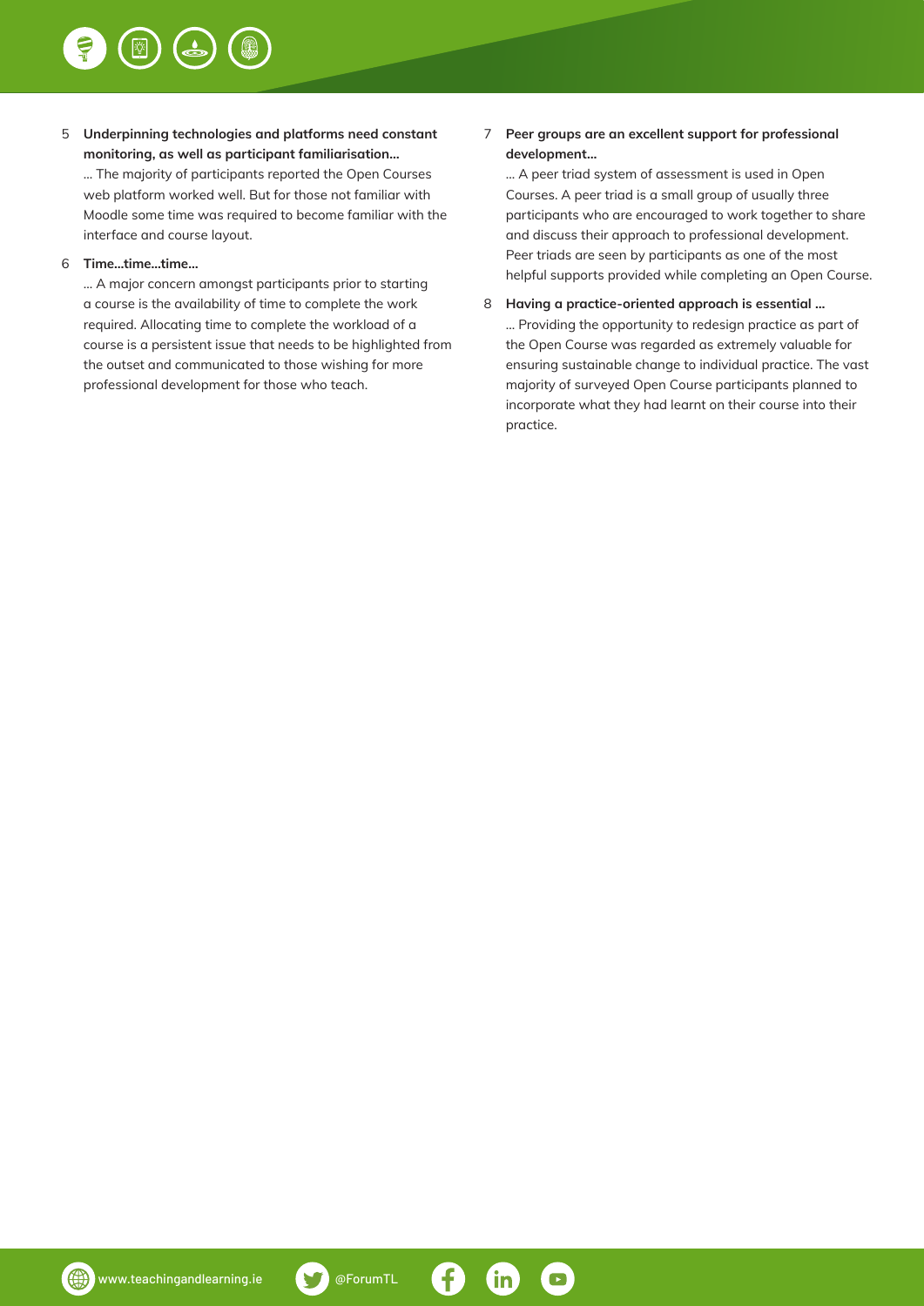5 **Underpinning technologies and platforms need constant monitoring, as well as participant familiarisation...**
… The majority of participants reported the Open Courses web platform worked well. But for those not familiar with Moodle some time was required to become familiar with the interface and course layout.

6 **Time...time...time...**
… A major concern amongst participants prior to starting a course is the availability of time to complete the work required. Allocating time to complete the workload of a course is a persistent issue that needs to be highlighted from the outset and communicated to those wishing for more professional development for those who teach.

7 **Peer groups are an excellent support for professional development...**
… A peer triad system of assessment is used in Open Courses. A peer triad is a small group of usually three participants who are encouraged to work together to share and discuss their approach to professional development. Peer triads are seen by participants as one of the most helpful supports provided while completing an Open Course.

8 **Having a practice-oriented approach is essential ...**
… Providing the opportunity to redesign practice as part of the Open Course was regarded as extremely valuable for ensuring sustainable change to individual practice. The vast majority of surveyed Open Course participants planned to incorporate what they had learnt on their course into their practice.